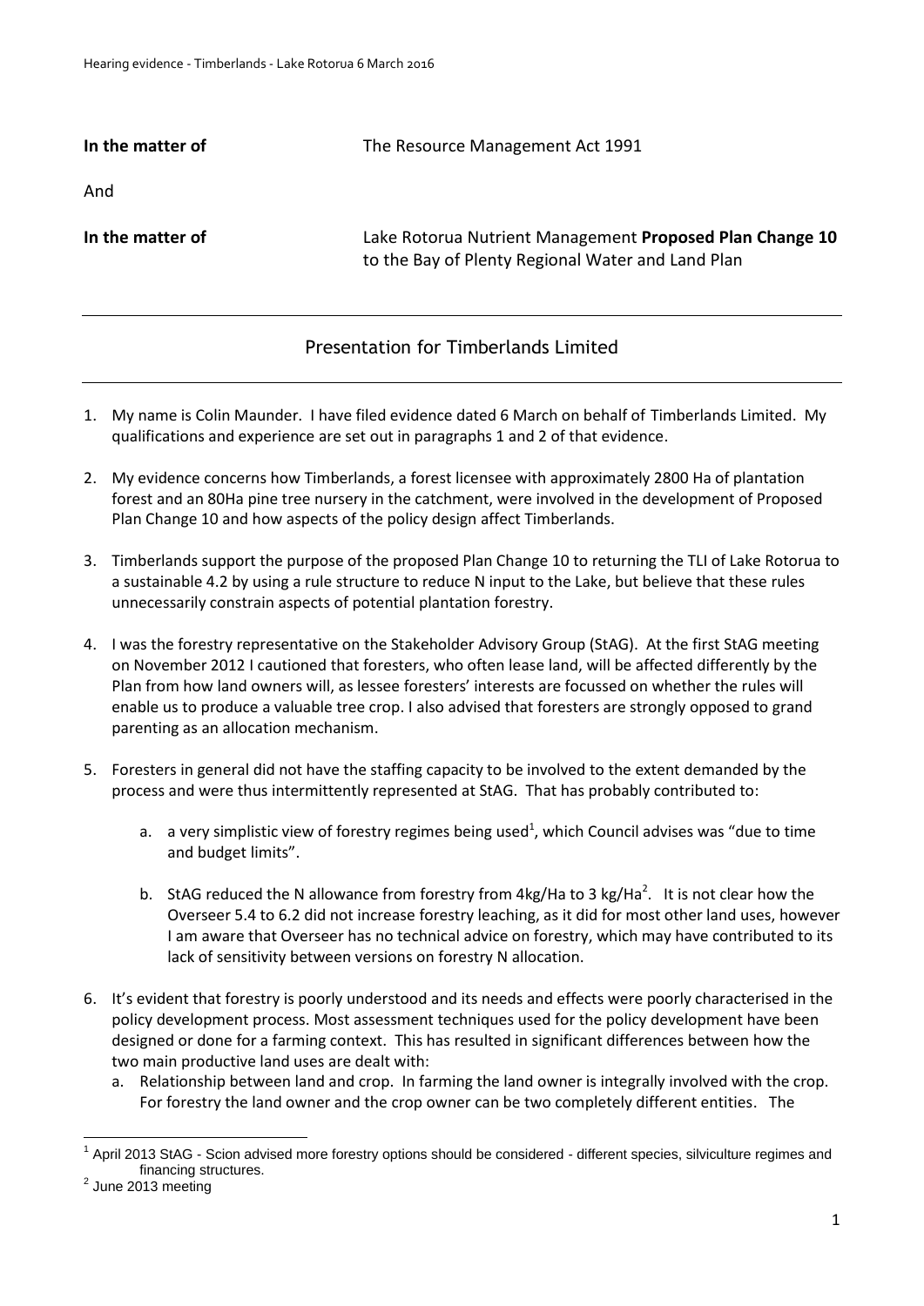| | |
|---|---|
| **In the matter of** | The Resource Management Act 1991 |
| And | |
| **In the matter of** | Lake Rotorua Nutrient Management **Proposed Plan Change 10** to the Bay of Plenty Regional Water and Land Plan |

---

## Presentation for Timberlands Limited

---

1. My name is Colin Maunder. I have filed evidence dated 6 March on behalf of Timberlands Limited. My qualifications and experience are set out in paragraphs 1 and 2 of that evidence.

2. My evidence concerns how Timberlands, a forest licensee with approximately 2800 Ha of plantation forest and an 80Ha pine tree nursery in the catchment, were involved in the development of Proposed Plan Change 10 and how aspects of the policy design affect Timberlands.

3. Timberlands support the purpose of the proposed Plan Change 10 to returning the TLI of Lake Rotorua to a sustainable 4.2 by using a rule structure to reduce N input to the Lake, but believe that these rules unnecessarily constrain aspects of potential plantation forestry.

4. I was the forestry representative on the Stakeholder Advisory Group (StAG). At the first StAG meeting on November 2012 I cautioned that foresters, who often lease land, will be affected differently by the Plan from how land owners will, as lessee foresters' interests are focussed on whether the rules will enable us to produce a valuable tree crop. I also advised that foresters are strongly opposed to grand parenting as an allocation mechanism.

5. Foresters in general did not have the staffing capacity to be involved to the extent demanded by the process and were thus intermittently represented at StAG. That has probably contributed to:

   a. a very simplistic view of forestry regimes being used[1], which Council advises was "due to time and budget limits".

   b. StAG reduced the N allowance from forestry from 4kg/Ha to 3 kg/Ha[2]. It is not clear how the Overseer 5.4 to 6.2 did not increase forestry leaching, as it did for most other land uses, however I am aware that Overseer has no technical advice on forestry, which may have contributed to its lack of sensitivity between versions on forestry N allocation.

6. It's evident that forestry is poorly understood and its needs and effects were poorly characterised in the policy development process. Most assessment techniques used for the policy development have been designed or done for a farming context. This has resulted in significant differences between how the two main productive land uses are dealt with:

   a. Relationship between land and crop. In farming the land owner is integrally involved with the crop. For forestry the land owner and the crop owner can be two completely different entities. The

---

[1] April 2013 StAG - Scion advised more forestry options should be considered - different species, silviculture regimes and financing structures.

[2] June 2013 meeting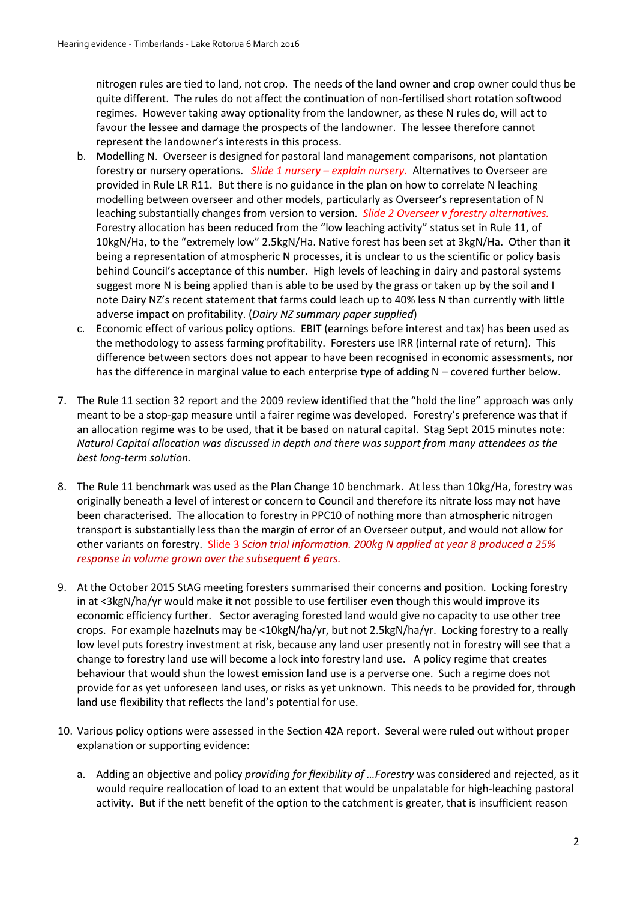nitrogen rules are tied to land, not crop. The needs of the land owner and crop owner could thus be quite different. The rules do not affect the continuation of non-fertilised short rotation softwood regimes. However taking away optionality from the landowner, as these N rules do, will act to favour the lessee and damage the prospects of the landowner. The lessee therefore cannot represent the landowner's interests in this process.

b. Modelling N. Overseer is designed for pastoral land management comparisons, not plantation forestry or nursery operations. *Slide 1 nursery – explain nursery.* Alternatives to Overseer are provided in Rule LR R11. But there is no guidance in the plan on how to correlate N leaching modelling between overseer and other models, particularly as Overseer's representation of N leaching substantially changes from version to version. *Slide 2 Overseer v forestry alternatives.* Forestry allocation has been reduced from the "low leaching activity" status set in Rule 11, of 10kgN/Ha, to the "extremely low" 2.5kgN/Ha. Native forest has been set at 3kgN/Ha. Other than it being a representation of atmospheric N processes, it is unclear to us the scientific or policy basis behind Council's acceptance of this number. High levels of leaching in dairy and pastoral systems suggest more N is being applied than is able to be used by the grass or taken up by the soil and I note Dairy NZ's recent statement that farms could leach up to 40% less N than currently with little adverse impact on profitability. (*Dairy NZ summary paper supplied*)

c. Economic effect of various policy options. EBIT (earnings before interest and tax) has been used as the methodology to assess farming profitability. Foresters use IRR (internal rate of return). This difference between sectors does not appear to have been recognised in economic assessments, nor has the difference in marginal value to each enterprise type of adding N – covered further below.

7. The Rule 11 section 32 report and the 2009 review identified that the "hold the line" approach was only meant to be a stop-gap measure until a fairer regime was developed. Forestry's preference was that if an allocation regime was to be used, that it be based on natural capital. Stag Sept 2015 minutes note: *Natural Capital allocation was discussed in depth and there was support from many attendees as the best long-term solution.*

8. The Rule 11 benchmark was used as the Plan Change 10 benchmark. At less than 10kg/Ha, forestry was originally beneath a level of interest or concern to Council and therefore its nitrate loss may not have been characterised. The allocation to forestry in PPC10 of nothing more than atmospheric nitrogen transport is substantially less than the margin of error of an Overseer output, and would not allow for other variants on forestry. Slide 3 *Scion trial information. 200kg N applied at year 8 produced a 25% response in volume grown over the subsequent 6 years.*

9. At the October 2015 StAG meeting foresters summarised their concerns and position. Locking forestry in at <3kgN/ha/yr would make it not possible to use fertiliser even though this would improve its economic efficiency further. Sector averaging forested land would give no capacity to use other tree crops. For example hazelnuts may be <10kgN/ha/yr, but not 2.5kgN/ha/yr. Locking forestry to a really low level puts forestry investment at risk, because any land user presently not in forestry will see that a change to forestry land use will become a lock into forestry land use. A policy regime that creates behaviour that would shun the lowest emission land use is a perverse one. Such a regime does not provide for as yet unforeseen land uses, or risks as yet unknown. This needs to be provided for, through land use flexibility that reflects the land's potential for use.

10. Various policy options were assessed in the Section 42A report. Several were ruled out without proper explanation or supporting evidence:

    a. Adding an objective and policy *providing for flexibility of …Forestry* was considered and rejected, as it would require reallocation of load to an extent that would be unpalatable for high-leaching pastoral activity. But if the nett benefit of the option to the catchment is greater, that is insufficient reason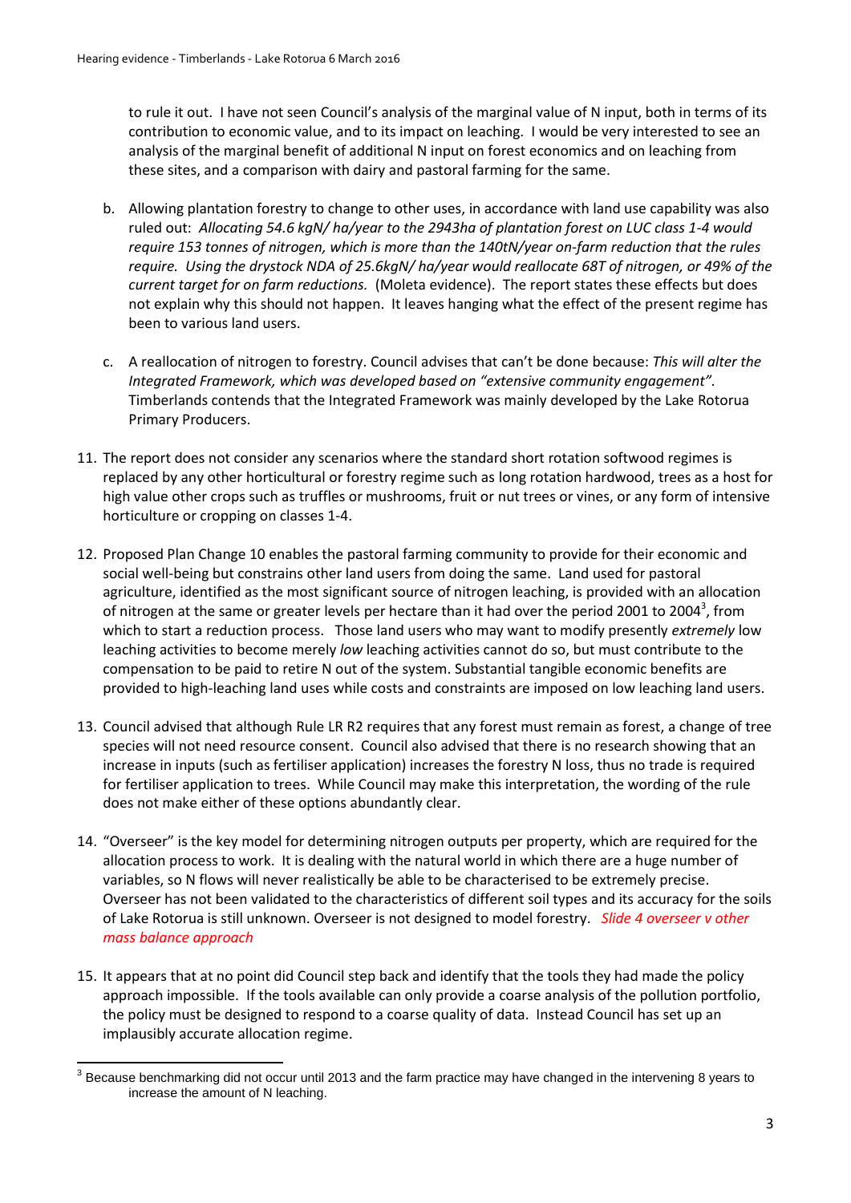to rule it out. I have not seen Council's analysis of the marginal value of N input, both in terms of its contribution to economic value, and to its impact on leaching. I would be very interested to see an analysis of the marginal benefit of additional N input on forest economics and on leaching from these sites, and a comparison with dairy and pastoral farming for the same.

b. Allowing plantation forestry to change to other uses, in accordance with land use capability was also ruled out: *Allocating 54.6 kgN/ ha/year to the 2943ha of plantation forest on LUC class 1-4 would require 153 tonnes of nitrogen, which is more than the 140tN/year on-farm reduction that the rules require. Using the drystock NDA of 25.6kgN/ ha/year would reallocate 68T of nitrogen, or 49% of the current target for on farm reductions.* (Moleta evidence). The report states these effects but does not explain why this should not happen. It leaves hanging what the effect of the present regime has been to various land users.

c. A reallocation of nitrogen to forestry. Council advises that can't be done because: *This will alter the Integrated Framework, which was developed based on "extensive community engagement".* Timberlands contends that the Integrated Framework was mainly developed by the Lake Rotorua Primary Producers.

11. The report does not consider any scenarios where the standard short rotation softwood regimes is replaced by any other horticultural or forestry regime such as long rotation hardwood, trees as a host for high value other crops such as truffles or mushrooms, fruit or nut trees or vines, or any form of intensive horticulture or cropping on classes 1-4.

12. Proposed Plan Change 10 enables the pastoral farming community to provide for their economic and social well-being but constrains other land users from doing the same. Land used for pastoral agriculture, identified as the most significant source of nitrogen leaching, is provided with an allocation of nitrogen at the same or greater levels per hectare than it had over the period 2001 to 2004[3], from which to start a reduction process. Those land users who may want to modify presently *extremely* low leaching activities to become merely *low* leaching activities cannot do so, but must contribute to the compensation to be paid to retire N out of the system. Substantial tangible economic benefits are provided to high-leaching land uses while costs and constraints are imposed on low leaching land users.

13. Council advised that although Rule LR R2 requires that any forest must remain as forest, a change of tree species will not need resource consent. Council also advised that there is no research showing that an increase in inputs (such as fertiliser application) increases the forestry N loss, thus no trade is required for fertiliser application to trees. While Council may make this interpretation, the wording of the rule does not make either of these options abundantly clear.

14. "Overseer" is the key model for determining nitrogen outputs per property, which are required for the allocation process to work. It is dealing with the natural world in which there are a huge number of variables, so N flows will never realistically be able to be characterised to be extremely precise. Overseer has not been validated to the characteristics of different soil types and its accuracy for the soils of Lake Rotorua is still unknown. Overseer is not designed to model forestry. *Slide 4 overseer v other mass balance approach*

15. It appears that at no point did Council step back and identify that the tools they had made the policy approach impossible. If the tools available can only provide a coarse analysis of the pollution portfolio, the policy must be designed to respond to a coarse quality of data. Instead Council has set up an implausibly accurate allocation regime.

[3] Because benchmarking did not occur until 2013 and the farm practice may have changed in the intervening 8 years to increase the amount of N leaching.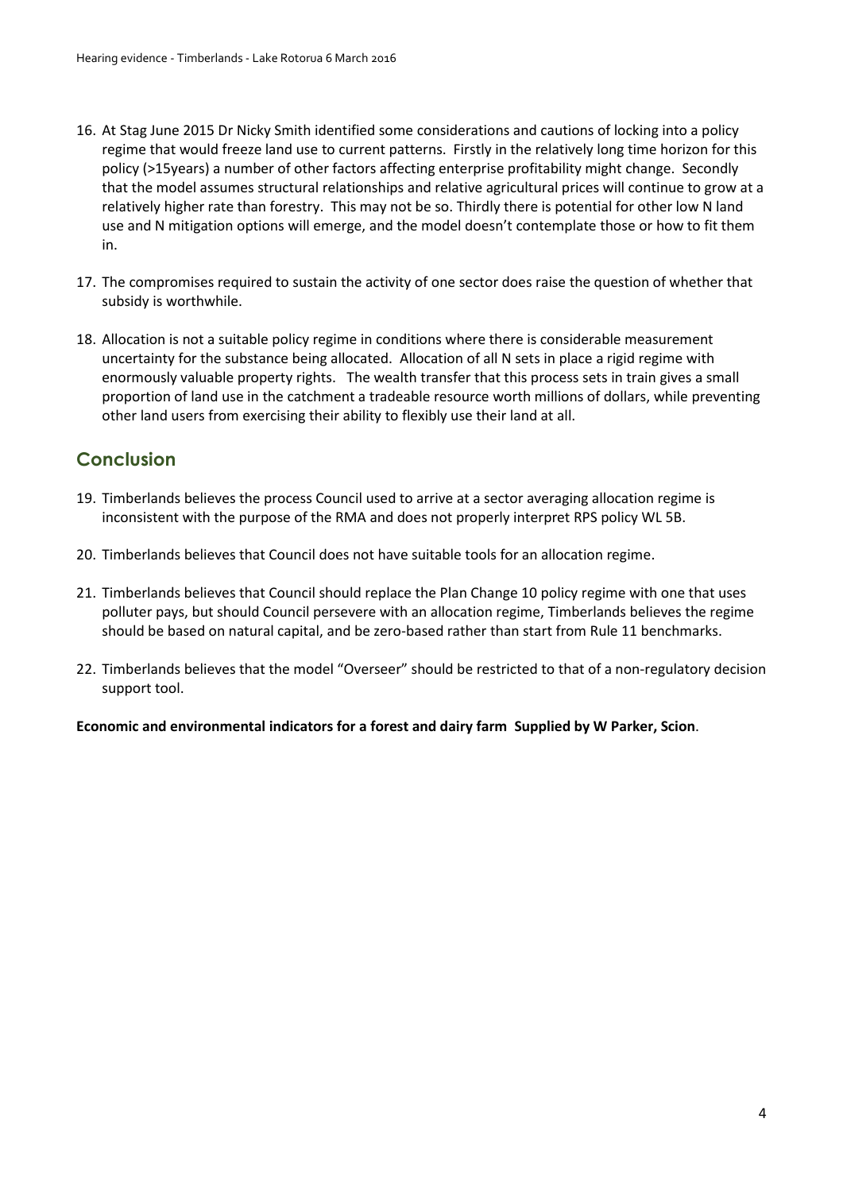16. At Stag June 2015 Dr Nicky Smith identified some considerations and cautions of locking into a policy regime that would freeze land use to current patterns. Firstly in the relatively long time horizon for this policy (>15years) a number of other factors affecting enterprise profitability might change. Secondly that the model assumes structural relationships and relative agricultural prices will continue to grow at a relatively higher rate than forestry. This may not be so. Thirdly there is potential for other low N land use and N mitigation options will emerge, and the model doesn't contemplate those or how to fit them in.

17. The compromises required to sustain the activity of one sector does raise the question of whether that subsidy is worthwhile.

18. Allocation is not a suitable policy regime in conditions where there is considerable measurement uncertainty for the substance being allocated. Allocation of all N sets in place a rigid regime with enormously valuable property rights. The wealth transfer that this process sets in train gives a small proportion of land use in the catchment a tradeable resource worth millions of dollars, while preventing other land users from exercising their ability to flexibly use their land at all.

## Conclusion

19. Timberlands believes the process Council used to arrive at a sector averaging allocation regime is inconsistent with the purpose of the RMA and does not properly interpret RPS policy WL 5B.

20. Timberlands believes that Council does not have suitable tools for an allocation regime.

21. Timberlands believes that Council should replace the Plan Change 10 policy regime with one that uses polluter pays, but should Council persevere with an allocation regime, Timberlands believes the regime should be based on natural capital, and be zero-based rather than start from Rule 11 benchmarks.

22. Timberlands believes that the model "Overseer" should be restricted to that of a non-regulatory decision support tool.

**Economic and environmental indicators for a forest and dairy farm Supplied by W Parker, Scion**.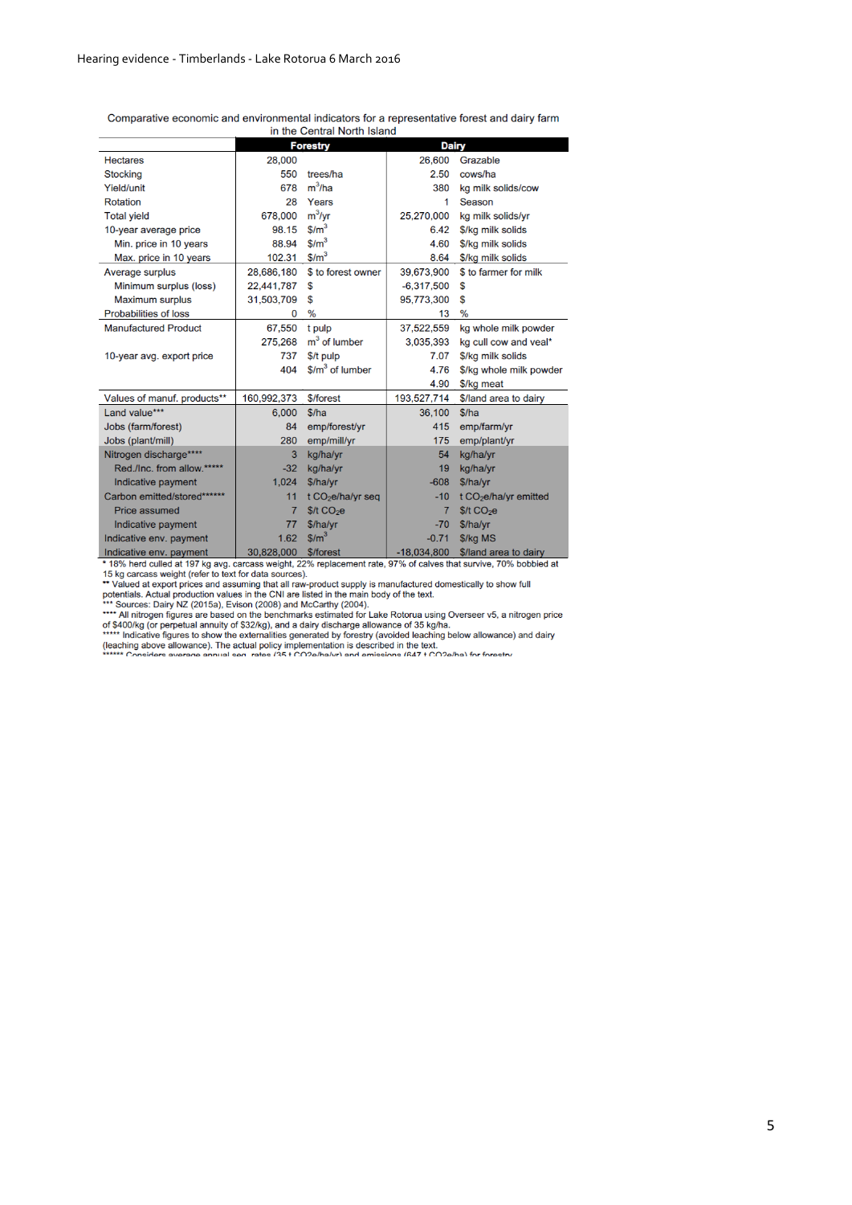Comparative economic and environmental indicators for a representative forest and dairy farm in the Central North Island

| | Forestry | | Dairy | |
|---|---|---|---|---|
| Hectares | 28,000 | | 26,600 | Grazable |
| Stocking | 550 | trees/ha | 2.50 | cows/ha |
| Yield/unit | 678 | $m^3$/ha | 380 | kg milk solids/cow |
| Rotation | 28 | Years | 1 | Season |
| Total yield | 678,000 | $m^3$/yr | 25,270,000 | kg milk solids/yr |
| 10-year average price | 98.15 | \$/$m^3$ | 6.42 | \$/kg milk solids |
| Min. price in 10 years | 88.94 | \$/$m^3$ | 4.60 | \$/kg milk solids |
| Max. price in 10 years | 102.31 | \$/$m^3$ | 8.64 | \$/kg milk solids |
| Average surplus | 28,686,180 | $ to forest owner | 39,673,900 | $ to farmer for milk |
| Minimum surplus (loss) | 22,441,787 | $ | -6,317,500 | $ |
| Maximum surplus | 31,503,709 | $ | 95,773,300 | $ |
| Probabilities of loss | 0 | % | 13 | % |
| Manufactured Product | 67,550 | t pulp | 37,522,559 | kg whole milk powder |
| | 275,268 | $m^3$ of lumber | 3,035,393 | kg cull cow and veal* |
| 10-year avg. export price | 737 | $/t pulp | 7.07 | $/kg milk solids |
| | 404 | \$/$m^3$ of lumber | 4.76 | $/kg whole milk powder |
| | | | 4.90 | $/kg meat |
| Values of manuf. products** | 160,992,373 | $/forest | 193,527,714 | $/land area to dairy |
| Land value*** | 6,000 | $/ha | 36,100 | $/ha |
| Jobs (farm/forest) | 84 | emp/forest/yr | 415 | emp/farm/yr |
| Jobs (plant/mill) | 280 | emp/mill/yr | 175 | emp/plant/yr |
| Nitrogen discharge**** | 3 | kg/ha/yr | 54 | kg/ha/yr |
| Red./Inc. from allow.***** | -32 | kg/ha/yr | 19 | kg/ha/yr |
| Indicative payment | 1,024 | $/ha/yr | -608 | $/ha/yr |
| Carbon emitted/stored****** | 11 | t $CO_2$e/ha/yr seq | -10 | t $CO_2$e/ha/yr emitted |
| Price assumed | 7 | \$/t $CO_2$e | 7 | \$/t $CO_2$e |
| Indicative payment | 77 | $/ha/yr | -70 | $/ha/yr |
| Indicative env. payment | 1.62 | \$/$m^3$ | -0.71 | $/kg MS |
| Indicative env. payment | 30,828,000 | $/forest | -18,034,800 | $/land area to dairy |

\* 18% herd culled at 197 kg avg. carcass weight, 22% replacement rate, 97% of calves that survive, 70% bobbied at 15 kg carcass weight (refer to text for data sources).

\*\* Valued at export prices and assuming that all raw-product supply is manufactured domestically to show full potentials. Actual production values in the CNI are listed in the main body of the text.

\*\*\* Sources: Dairy NZ (2015a), Evison (2008) and McCarthy (2004).

\*\*\*\* All nitrogen figures are based on the benchmarks estimated for Lake Rotorua using Overseer v5, a nitrogen price of $400/kg (or perpetual annuity of $32/kg), and a dairy discharge allowance of 35 kg/ha.

\*\*\*\*\* Indicative figures to show the externalities generated by forestry (avoided leaching below allowance) and dairy (leaching above allowance). The actual policy implementation is described in the text.

\*\*\*\*\*\* Considers average annual seq. rates (35 t $CO_2$e/ha/yr) and emissions (647 t $CO_2$e/ha) for forestry